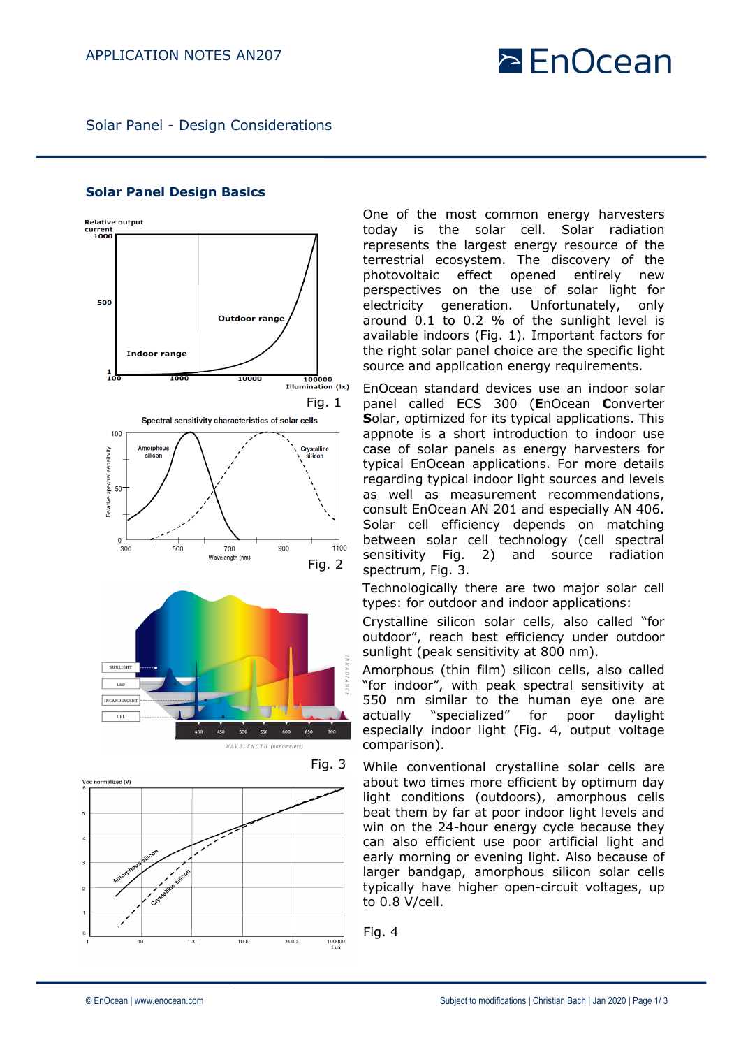# Solar Panel - Design Considerations

## Solar Panel Design Basics

One of the most common energy harvesters today is the solar cell. Solar radiation represents the largest energy resource of the terrestrial ecosystem. The discovery of the photovoltaic effect opened entirely new perspectives on the use of solar light for electricity generation. Unfortunately, only around 0.1 to 0.2 % of the sunlight level is available indoors (Fig. 1). Important factors for the right solar panel choice are the specific light source and application energy requirements.

EnOcean standard devices use an indoor solar panel called ECS 300 (**E**nOcean **C**onverter **S**olar, optimized for its typical applications. This appnote is a short introduction to indoor use case of solar panels as energy harvesters for typical EnOcean applications. For more details regarding typical indoor light sources and levels as well as measurement recommendations, consult EnOcean AN 201 and especially AN 406. Solar cell efficiency depends on matching between solar cell technology (cell spectral sensitivity Fig. 2) and source radiation spectrum, Fig. 3.

Technologically there are two major solar cell types: for outdoor and indoor applications:

Crystalline silicon solar cells, also called "for outdoor", reach best efficiency under outdoor sunlight (peak sensitivity at 800 nm).

Amorphous (thin film) silicon cells, also called "for indoor", with peak spectral sensitivity at 550 nm similar to the human eye one are actually "specialized" for poor daylight especially indoor light (Fig. 4, output voltage comparison).

While conventional crystalline solar cells are about two times more efficient by optimum day light conditions (outdoors), amorphous cells beat them by far at poor indoor light levels and win on the 24-hour energy cycle because they can also efficient use poor artificial light and early morning or evening light. Also because of larger bandgap, amorphous silicon solar cells typically have higher open-circuit voltages, up to 0.8 V/cell.

Fig. 1

Fig. 2

Fig. 3

Fig. 4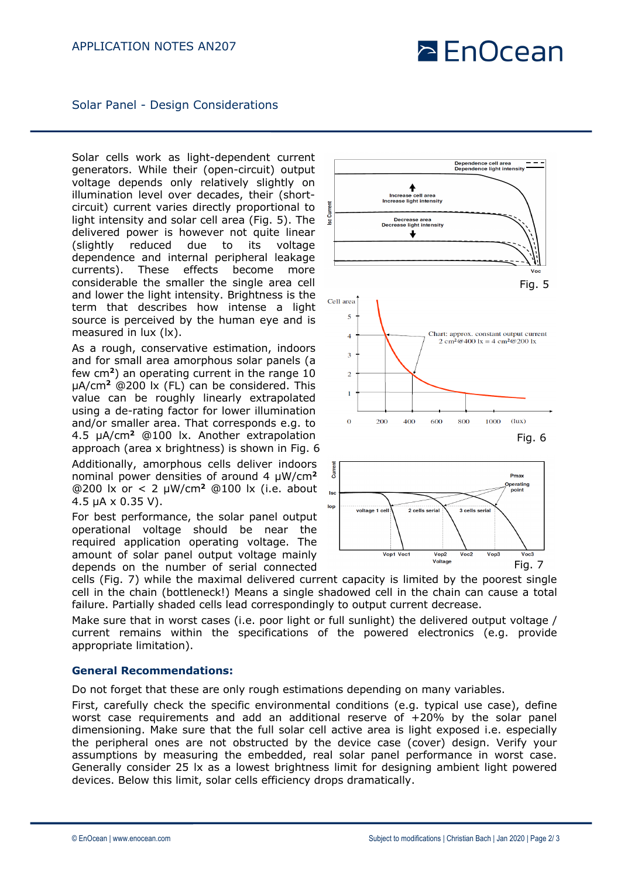Solar cells work as light-dependent current generators. While their (open-circuit) output voltage depends only relatively slightly on illumination level over decades, their (short-circuit) current varies directly proportional to light intensity and solar cell area (Fig. 5). The delivered power is however not quite linear (slightly reduced due to its voltage dependence and internal peripheral leakage currents). These effects become more considerable the smaller the single area cell and lower the light intensity. Brightness is the term that describes how intense a light source is perceived by the human eye and is measured in lux (lx).

Fig. 5

As a rough, conservative estimation, indoors and for small area amorphous solar panels (a few $cm^2$) an operating current in the range 10 $\mu A/cm^2$ @200 lx (FL) can be considered. This value can be roughly linearly extrapolated using a de-rating factor for lower illumination and/or smaller area. That corresponds e.g. to 4.5 $\mu A/cm^2$ @100 lx. Another extrapolation approach (area x brightness) is shown in Fig. 6

Fig. 6

Additionally, amorphous cells deliver indoors nominal power densities of around 4 $\mu W/cm^2$ @200 lx or < 2 $\mu W/cm^2$ @100 lx (i.e. about 4.5 µA x 0.35 V).

For best performance, the solar panel output operational voltage should be near the required application operating voltage. The amount of solar panel output voltage mainly depends on the number of serial connected cells (Fig. 7) while the maximal delivered current capacity is limited by the poorest single cell in the chain (bottleneck!) Means a single shadowed cell in the chain can cause a total failure. Partially shaded cells lead correspondingly to output current decrease.

Fig. 7

Make sure that in worst cases (i.e. poor light or full sunlight) the delivered output voltage / current remains within the specifications of the powered electronics (e.g. provide appropriate limitation).

### General Recommendations:

Do not forget that these are only rough estimations depending on many variables.

First, carefully check the specific environmental conditions (e.g. typical use case), define worst case requirements and add an additional reserve of +20% by the solar panel dimensioning. Make sure that the full solar cell active area is light exposed i.e. especially the peripheral ones are not obstructed by the device case (cover) design. Verify your assumptions by measuring the embedded, real solar panel performance in worst case. Generally consider 25 lx as a lowest brightness limit for designing ambient light powered devices. Below this limit, solar cells efficiency drops dramatically.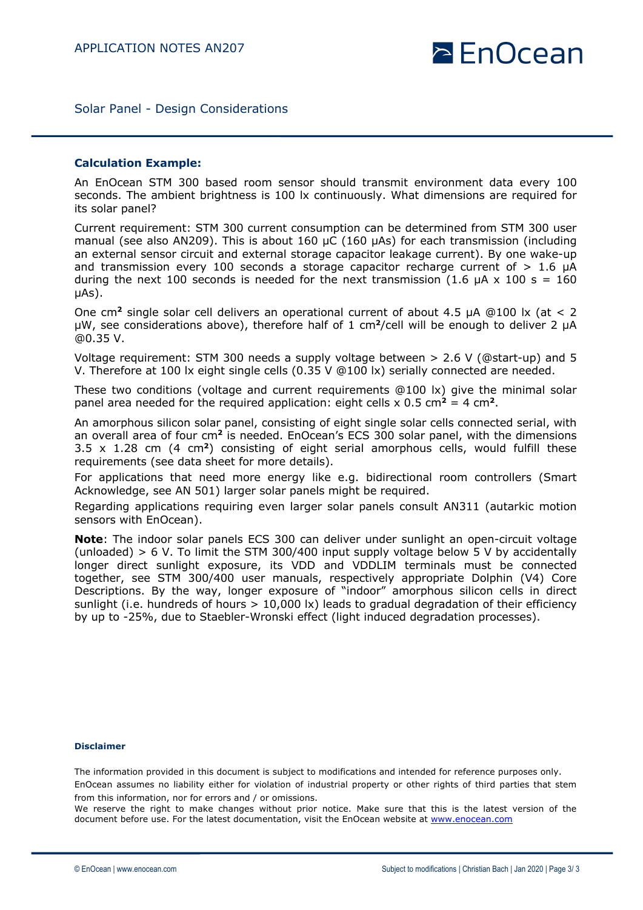### Calculation Example:

An EnOcean STM 300 based room sensor should transmit environment data every 100 seconds. The ambient brightness is 100 lx continuously. What dimensions are required for its solar panel?

Current requirement: STM 300 current consumption can be determined from STM 300 user manual (see also AN209). This is about 160 µC (160 µAs) for each transmission (including an external sensor circuit and external storage capacitor leakage current). By one wake-up and transmission every 100 seconds a storage capacitor recharge current of > 1.6 µA during the next 100 seconds is needed for the next transmission (1.6 µA x 100 s = 160 µAs).

One cm² single solar cell delivers an operational current of about 4.5 µA @100 lx (at < 2 µW, see considerations above), therefore half of 1 cm²/cell will be enough to deliver 2 µA @0.35 V.

Voltage requirement: STM 300 needs a supply voltage between > 2.6 V (@start-up) and 5 V. Therefore at 100 lx eight single cells (0.35 V @100 lx) serially connected are needed.

These two conditions (voltage and current requirements @100 lx) give the minimal solar panel area needed for the required application: eight cells x 0.5 cm² = 4 cm².

An amorphous silicon solar panel, consisting of eight single solar cells connected serial, with an overall area of four cm² is needed. EnOcean's ECS 300 solar panel, with the dimensions 3.5 x 1.28 cm (4 cm²) consisting of eight serial amorphous cells, would fulfill these requirements (see data sheet for more details).

For applications that need more energy like e.g. bidirectional room controllers (Smart Acknowledge, see AN 501) larger solar panels might be required.

Regarding applications requiring even larger solar panels consult AN311 (autarkic motion sensors with EnOcean).

**Note**: The indoor solar panels ECS 300 can deliver under sunlight an open-circuit voltage (unloaded) > 6 V. To limit the STM 300/400 input supply voltage below 5 V by accidentally longer direct sunlight exposure, its VDD and VDDLIM terminals must be connected together, see STM 300/400 user manuals, respectively appropriate Dolphin (V4) Core Descriptions. By the way, longer exposure of "indoor" amorphous silicon cells in direct sunlight (i.e. hundreds of hours > 10,000 lx) leads to gradual degradation of their efficiency by up to -25%, due to Staebler-Wronski effect (light induced degradation processes).

#### Disclaimer

The information provided in this document is subject to modifications and intended for reference purposes only. EnOcean assumes no liability either for violation of industrial property or other rights of third parties that stem from this information, nor for errors and / or omissions.
We reserve the right to make changes without prior notice. Make sure that this is the latest version of the document before use. For the latest documentation, visit the EnOcean website at www.enocean.com